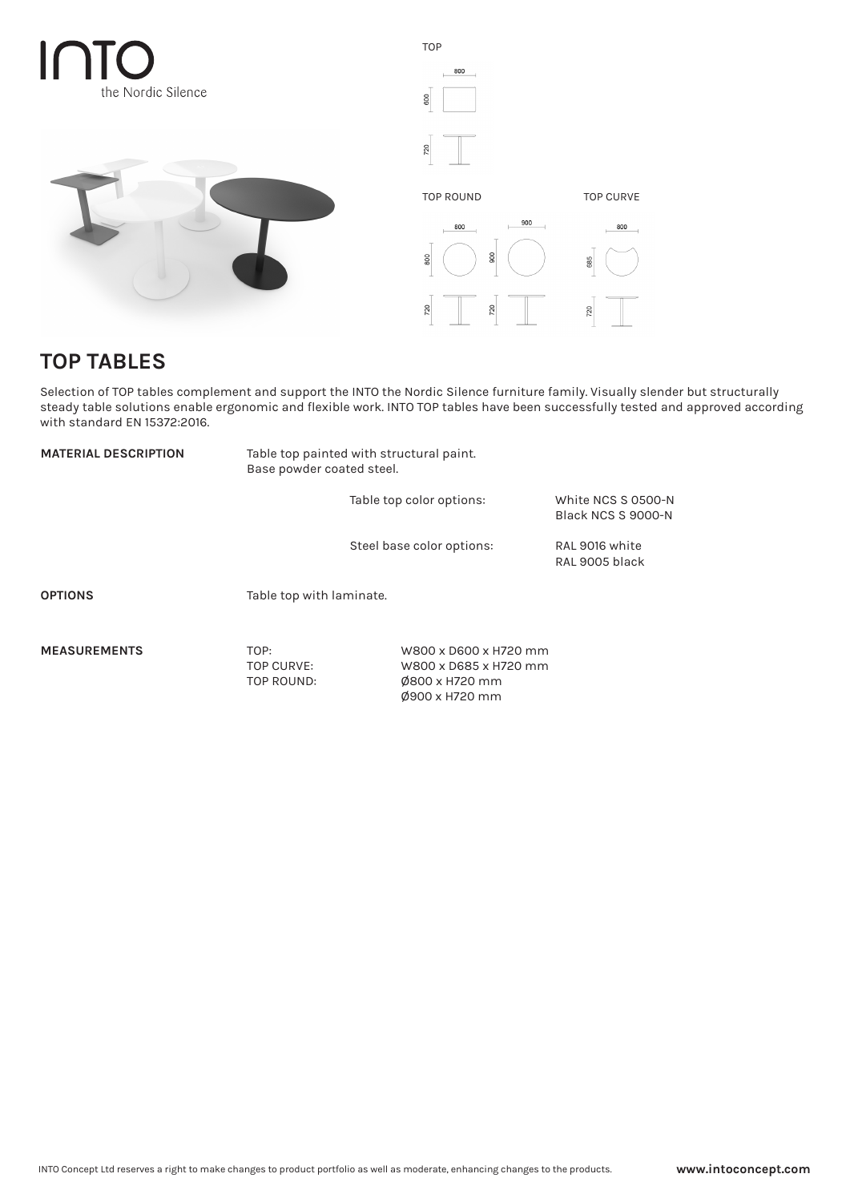INTO
the Nordic Silence

TOP

TOP ROUND

TOP CURVE

## TOP TABLES

Selection of TOP tables complement and support the INTO the Nordic Silence furniture family. Visually slender but structurally steady table solutions enable ergonomic and flexible work. INTO TOP tables have been successfully tested and approved according with standard EN 15372:2016.

**MATERIAL DESCRIPTION**

Table top painted with structural paint.
Base powder coated steel.

| | |
|---|---|
| Table top color options: | White NCS S 0500-N<br>Black NCS S 9000-N |
| Steel base color options: | RAL 9016 white<br>RAL 9005 black |

**OPTIONS**

Table top with laminate.

**MEASUREMENTS**

| | |
|---|---|
| TOP: | W800 x D600 x H720 mm |
| TOP CURVE: | W800 x D685 x H720 mm |
| TOP ROUND: | Ø800 x H720 mm<br>Ø900 x H720 mm |

INTO Concept Ltd reserves a right to make changes to product portfolio as well as moderate, enhancing changes to the products.

**www.intoconcept.com**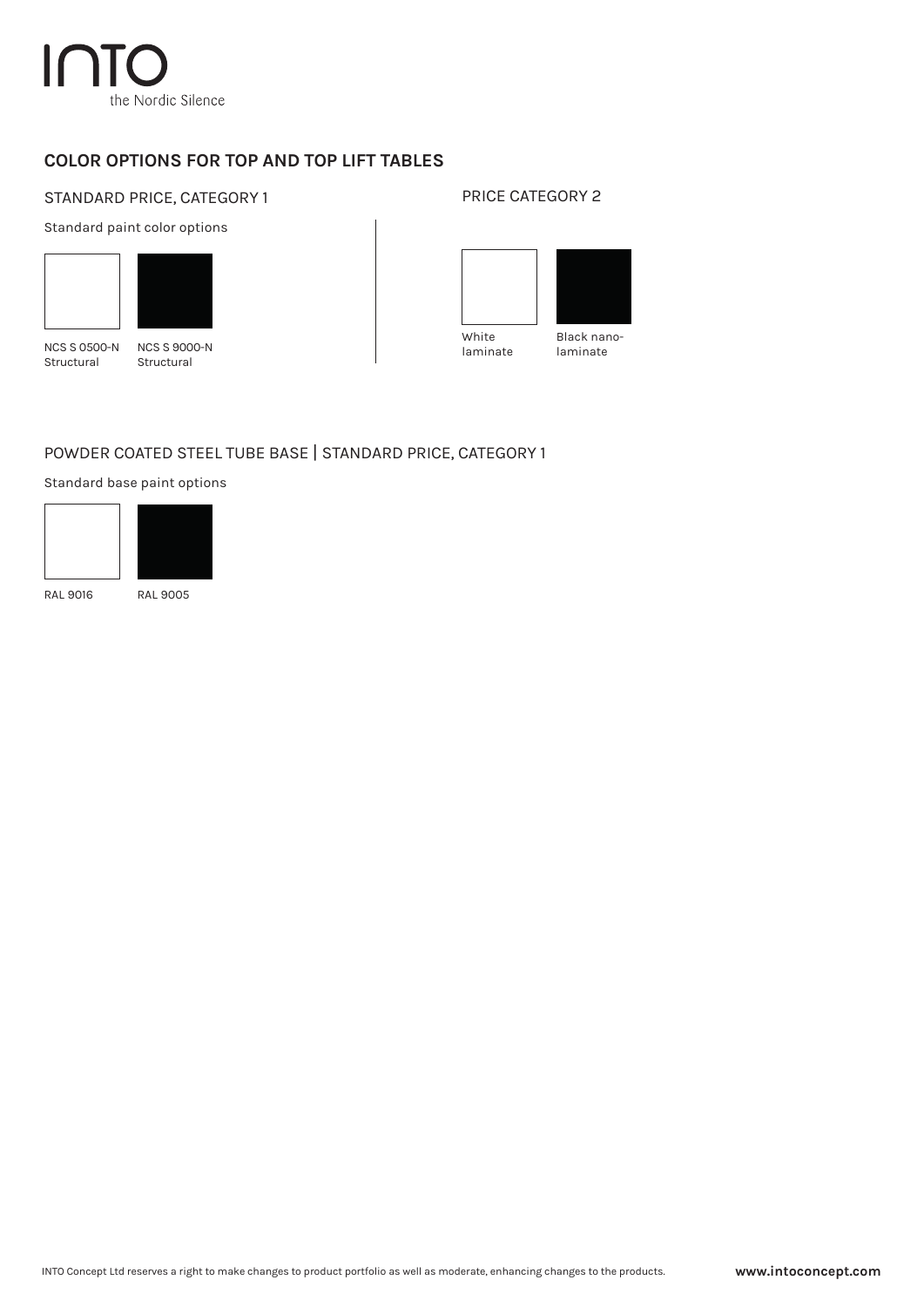# COLOR OPTIONS FOR TOP AND TOP LIFT TABLES

## STANDARD PRICE, CATEGORY 1

Standard paint color options

NCS S 0500-N Structural

NCS S 9000-N Structural

## PRICE CATEGORY 2

White laminate

Black nano-laminate

## POWDER COATED STEEL TUBE BASE | STANDARD PRICE, CATEGORY 1

Standard base paint options

RAL 9016

RAL 9005

INTO Concept Ltd reserves a right to make changes to product portfolio as well as moderate, enhancing changes to the products.

**www.intoconcept.com**